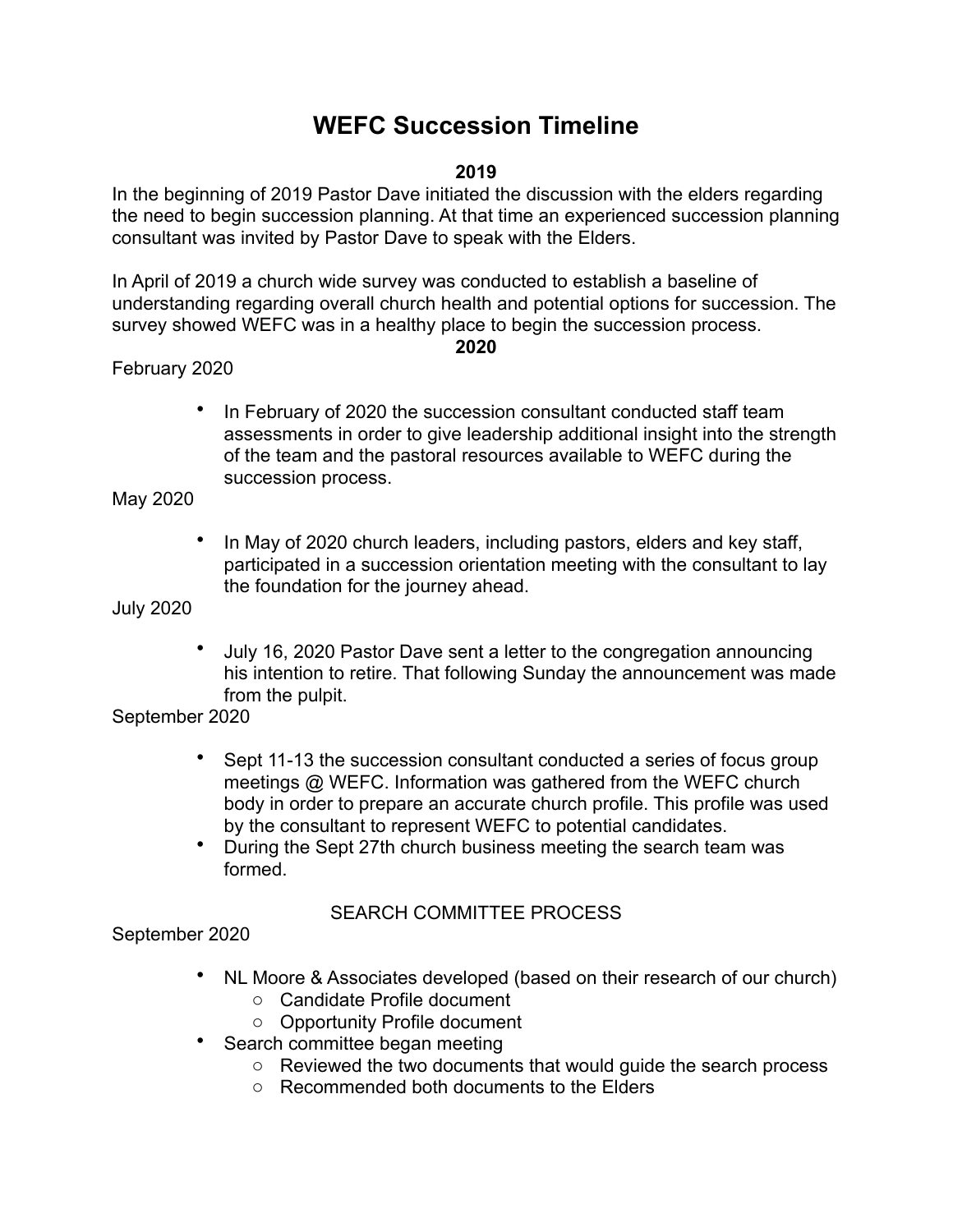# WEFC Succession Timeline

## 2019

In the beginning of 2019 Pastor Dave initiated the discussion with the elders regarding the need to begin succession planning. At that time an experienced succession planning consultant was invited by Pastor Dave to speak with the Elders.

In April of 2019 a church wide survey was conducted to establish a baseline of understanding regarding overall church health and potential options for succession. The survey showed WEFC was in a healthy place to begin the succession process.

## 2020

February 2020

- In February of 2020 the succession consultant conducted staff team assessments in order to give leadership additional insight into the strength of the team and the pastoral resources available to WEFC during the succession process.

May 2020

- In May of 2020 church leaders, including pastors, elders and key staff, participated in a succession orientation meeting with the consultant to lay the foundation for the journey ahead.

July 2020

- July 16, 2020 Pastor Dave sent a letter to the congregation announcing his intention to retire. That following Sunday the announcement was made from the pulpit.

September 2020

- Sept 11-13 the succession consultant conducted a series of focus group meetings @ WEFC. Information was gathered from the WEFC church body in order to prepare an accurate church profile. This profile was used by the consultant to represent WEFC to potential candidates.
- During the Sept 27th church business meeting the search team was formed.

SEARCH COMMITTEE PROCESS

September 2020

- NL Moore & Associates developed (based on their research of our church)
  - Candidate Profile document
  - Opportunity Profile document
- Search committee began meeting
  - Reviewed the two documents that would guide the search process
  - Recommended both documents to the Elders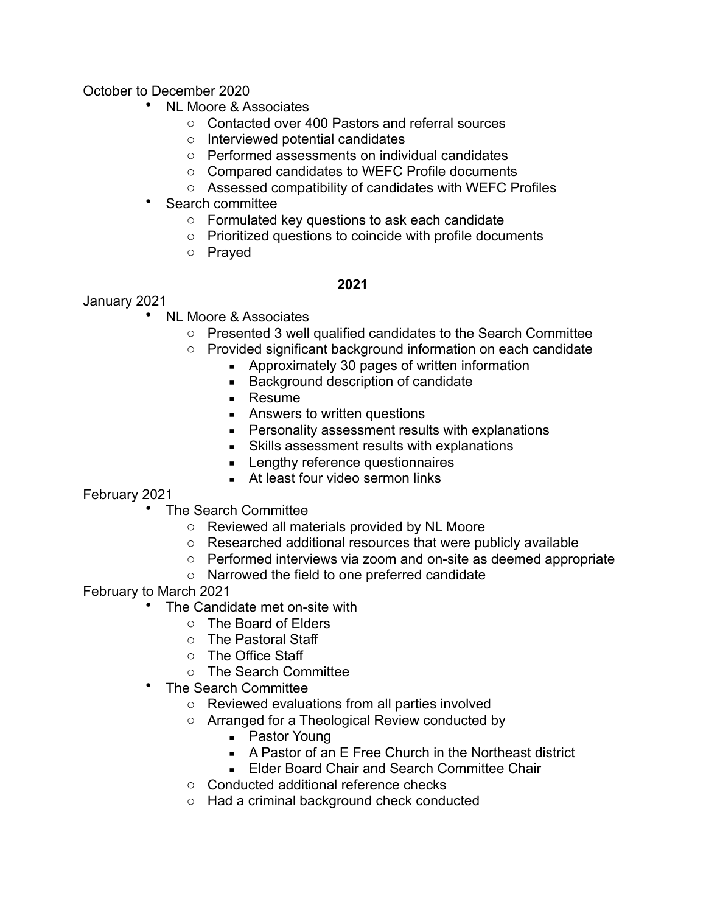October to December 2020

- NL Moore & Associates
  - Contacted over 400 Pastors and referral sources
  - Interviewed potential candidates
  - Performed assessments on individual candidates
  - Compared candidates to WEFC Profile documents
  - Assessed compatibility of candidates with WEFC Profiles
- Search committee
  - Formulated key questions to ask each candidate
  - Prioritized questions to coincide with profile documents
  - Prayed

**2021**

January 2021

- NL Moore & Associates
  - Presented 3 well qualified candidates to the Search Committee
  - Provided significant background information on each candidate
    - Approximately 30 pages of written information
    - Background description of candidate
    - Resume
    - Answers to written questions
    - Personality assessment results with explanations
    - Skills assessment results with explanations
    - Lengthy reference questionnaires
    - At least four video sermon links

February 2021

- The Search Committee
  - Reviewed all materials provided by NL Moore
  - Researched additional resources that were publicly available
  - Performed interviews via zoom and on-site as deemed appropriate
  - Narrowed the field to one preferred candidate

February to March 2021

- The Candidate met on-site with
  - The Board of Elders
  - The Pastoral Staff
  - The Office Staff
  - The Search Committee
- The Search Committee
  - Reviewed evaluations from all parties involved
  - Arranged for a Theological Review conducted by
    - Pastor Young
    - A Pastor of an E Free Church in the Northeast district
    - Elder Board Chair and Search Committee Chair
  - Conducted additional reference checks
  - Had a criminal background check conducted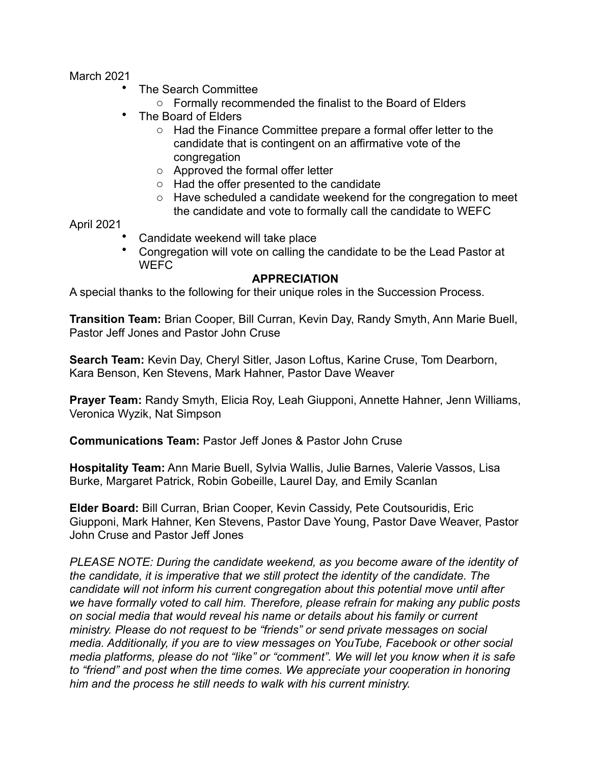March 2021

- The Search Committee
  - Formally recommended the finalist to the Board of Elders
- The Board of Elders
  - Had the Finance Committee prepare a formal offer letter to the candidate that is contingent on an affirmative vote of the congregation
  - Approved the formal offer letter
  - Had the offer presented to the candidate
  - Have scheduled a candidate weekend for the congregation to meet the candidate and vote to formally call the candidate to WEFC

April 2021

- Candidate weekend will take place
- Congregation will vote on calling the candidate to be the Lead Pastor at WEFC

## APPRECIATION

A special thanks to the following for their unique roles in the Succession Process.

**Transition Team:** Brian Cooper, Bill Curran, Kevin Day, Randy Smyth, Ann Marie Buell, Pastor Jeff Jones and Pastor John Cruse

**Search Team:** Kevin Day, Cheryl Sitler, Jason Loftus, Karine Cruse, Tom Dearborn, Kara Benson, Ken Stevens, Mark Hahner, Pastor Dave Weaver

**Prayer Team:** Randy Smyth, Elicia Roy, Leah Giupponi, Annette Hahner, Jenn Williams, Veronica Wyzik, Nat Simpson

**Communications Team:** Pastor Jeff Jones & Pastor John Cruse

**Hospitality Team:** Ann Marie Buell, Sylvia Wallis, Julie Barnes, Valerie Vassos, Lisa Burke, Margaret Patrick, Robin Gobeille, Laurel Day, and Emily Scanlan

**Elder Board:** Bill Curran, Brian Cooper, Kevin Cassidy, Pete Coutsouridis, Eric Giupponi, Mark Hahner, Ken Stevens, Pastor Dave Young, Pastor Dave Weaver, Pastor John Cruse and Pastor Jeff Jones

*PLEASE NOTE: During the candidate weekend, as you become aware of the identity of the candidate, it is imperative that we still protect the identity of the candidate. The candidate will not inform his current congregation about this potential move until after we have formally voted to call him. Therefore, please refrain for making any public posts on social media that would reveal his name or details about his family or current ministry. Please do not request to be "friends" or send private messages on social media. Additionally, if you are to view messages on YouTube, Facebook or other social media platforms, please do not "like" or "comment". We will let you know when it is safe to "friend" and post when the time comes. We appreciate your cooperation in honoring him and the process he still needs to walk with his current ministry.*